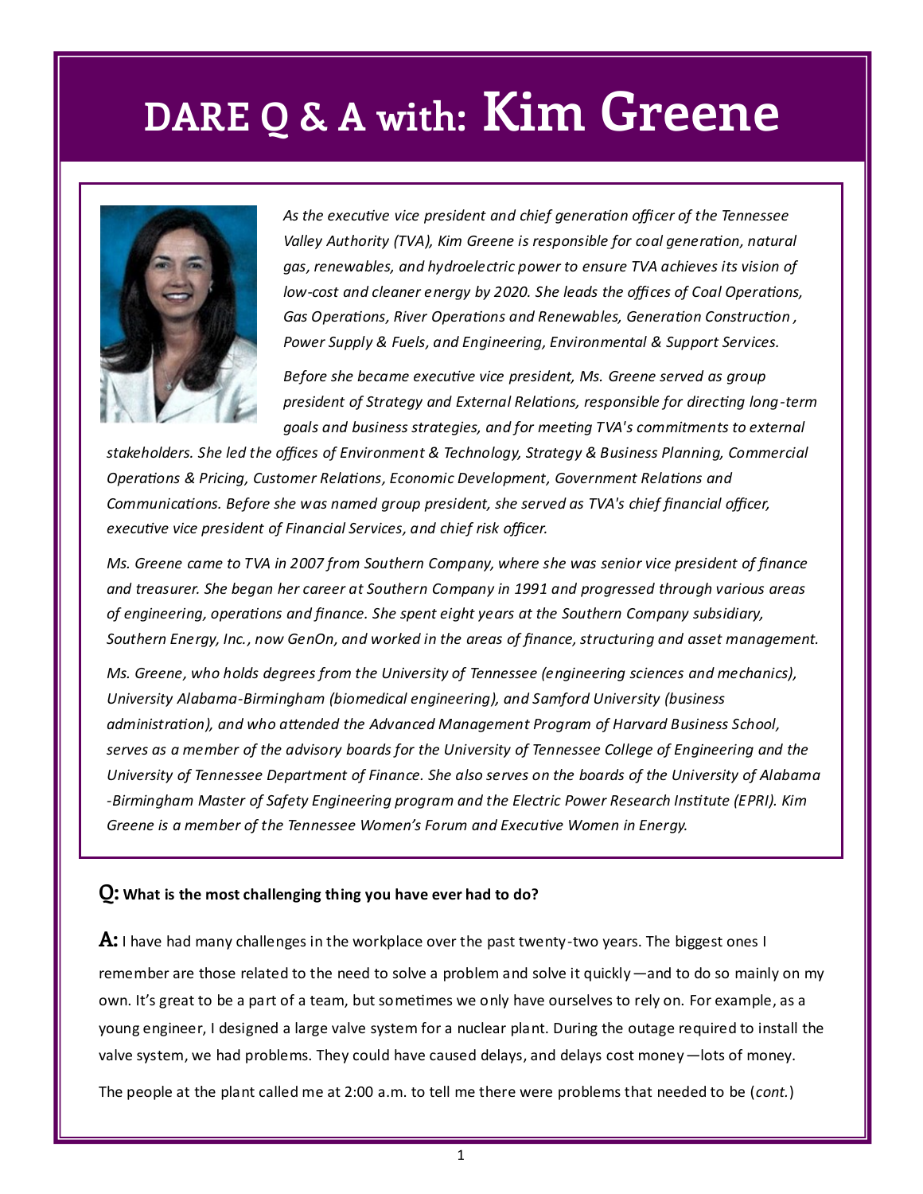# DARE Q & A with: Kim Greene

*As the executive vice president and chief generation officer of the Tennessee Valley Authority (TVA), Kim Greene is responsible for coal generation, natural gas, renewables, and hydroelectric power to ensure TVA achieves its vision of low-cost and cleaner energy by 2020. She leads the offices of Coal Operations, Gas Operations, River Operations and Renewables, Generation Construction , Power Supply & Fuels, and Engineering, Environmental & Support Services.*

*Before she became executive vice president, Ms. Greene served as group president of Strategy and External Relations, responsible for directing long-term goals and business strategies, and for meeting TVA's commitments to external stakeholders. She led the offices of Environment & Technology, Strategy & Business Planning, Commercial Operations & Pricing, Customer Relations, Economic Development, Government Relations and Communications. Before she was named group president, she served as TVA's chief financial officer, executive vice president of Financial Services, and chief risk officer.*

*Ms. Greene came to TVA in 2007 from Southern Company, where she was senior vice president of finance and treasurer. She began her career at Southern Company in 1991 and progressed through various areas of engineering, operations and finance. She spent eight years at the Southern Company subsidiary, Southern Energy, Inc., now GenOn, and worked in the areas of finance, structuring and asset management.*

*Ms. Greene, who holds degrees from the University of Tennessee (engineering sciences and mechanics), University Alabama-Birmingham (biomedical engineering), and Samford University (business administration), and who attended the Advanced Management Program of Harvard Business School, serves as a member of the advisory boards for the University of Tennessee College of Engineering and the University of Tennessee Department of Finance. She also serves on the boards of the University of Alabama -Birmingham Master of Safety Engineering program and the Electric Power Research Institute (EPRI). Kim Greene is a member of the Tennessee Women's Forum and Executive Women in Energy.*

**Q: What is the most challenging thing you have ever had to do?**

**A:** I have had many challenges in the workplace over the past twenty-two years. The biggest ones I remember are those related to the need to solve a problem and solve it quickly—and to do so mainly on my own. It's great to be a part of a team, but sometimes we only have ourselves to rely on. For example, as a young engineer, I designed a large valve system for a nuclear plant. During the outage required to install the valve system, we had problems. They could have caused delays, and delays cost money—lots of money.

The people at the plant called me at 2:00 a.m. to tell me there were problems that needed to be (*cont.*)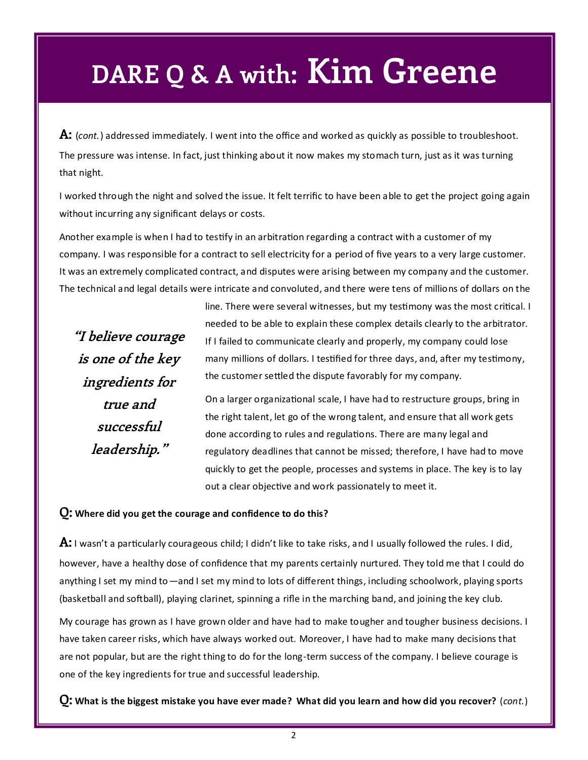# DARE Q & A with: Kim Greene

**A:** (*cont.*) addressed immediately. I went into the office and worked as quickly as possible to troubleshoot. The pressure was intense. In fact, just thinking about it now makes my stomach turn, just as it was turning that night.

I worked through the night and solved the issue. It felt terrific to have been able to get the project going again without incurring any significant delays or costs.

Another example is when I had to testify in an arbitration regarding a contract with a customer of my company. I was responsible for a contract to sell electricity for a period of five years to a very large customer. It was an extremely complicated contract, and disputes were arising between my company and the customer. The technical and legal details were intricate and convoluted, and there were tens of millions of dollars on the line. There were several witnesses, but my testimony was the most critical. I needed to be able to explain these complex details clearly to the arbitrator. If I failed to communicate clearly and properly, my company could lose many millions of dollars. I testified for three days, and, after my testimony, the customer settled the dispute favorably for my company.

> ***"I believe courage is one of the key ingredients for true and successful leadership."***

On a larger organizational scale, I have had to restructure groups, bring in the right talent, let go of the wrong talent, and ensure that all work gets done according to rules and regulations. There are many legal and regulatory deadlines that cannot be missed; therefore, I have had to move quickly to get the people, processes and systems in place. The key is to lay out a clear objective and work passionately to meet it.

**Q: Where did you get the courage and confidence to do this?**

**A:** I wasn't a particularly courageous child; I didn't like to take risks, and I usually followed the rules. I did, however, have a healthy dose of confidence that my parents certainly nurtured. They told me that I could do anything I set my mind to—and I set my mind to lots of different things, including schoolwork, playing sports (basketball and softball), playing clarinet, spinning a rifle in the marching band, and joining the key club.

My courage has grown as I have grown older and have had to make tougher and tougher business decisions. I have taken career risks, which have always worked out. Moreover, I have had to make many decisions that are not popular, but are the right thing to do for the long-term success of the company. I believe courage is one of the key ingredients for true and successful leadership.

**Q: What is the biggest mistake you have ever made? What did you learn and how did you recover?** (*cont.*)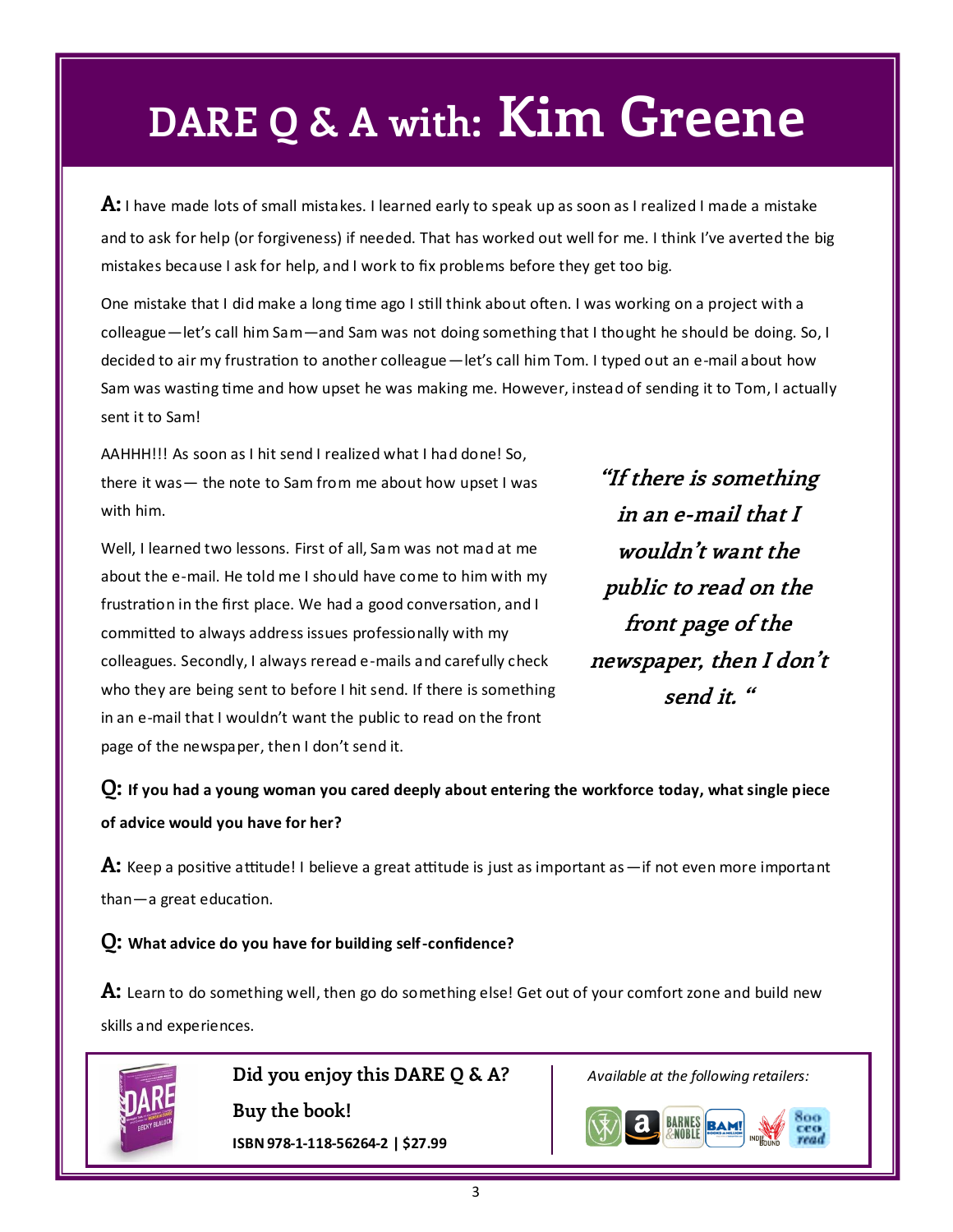# DARE Q & A with: Kim Greene

**A:** I have made lots of small mistakes. I learned early to speak up as soon as I realized I made a mistake and to ask for help (or forgiveness) if needed. That has worked out well for me. I think I've averted the big mistakes because I ask for help, and I work to fix problems before they get too big.

One mistake that I did make a long time ago I still think about often. I was working on a project with a colleague—let's call him Sam—and Sam was not doing something that I thought he should be doing. So, I decided to air my frustration to another colleague—let's call him Tom. I typed out an e-mail about how Sam was wasting time and how upset he was making me. However, instead of sending it to Tom, I actually sent it to Sam!

AAHHH!!! As soon as I hit send I realized what I had done! So, there it was— the note to Sam from me about how upset I was with him.

Well, I learned two lessons. First of all, Sam was not mad at me about the e-mail. He told me I should have come to him with my frustration in the first place. We had a good conversation, and I committed to always address issues professionally with my colleagues. Secondly, I always reread e-mails and carefully check who they are being sent to before I hit send. If there is something in an e-mail that I wouldn't want the public to read on the front page of the newspaper, then I don't send it.

> ***"If there is something in an e-mail that I wouldn't want the public to read on the front page of the newspaper, then I don't send it. "***

**Q: If you had a young woman you cared deeply about entering the workforce today, what single piece of advice would you have for her?**

**A:** Keep a positive attitude! I believe a great attitude is just as important as—if not even more important than—a great education.

**Q: What advice do you have for building self-confidence?**

**A:** Learn to do something well, then go do something else! Get out of your comfort zone and build new skills and experiences.

**Did you enjoy this DARE Q & A?**

**Buy the book!**

**ISBN 978-1-118-56264-2 | $27.99**

*Available at the following retailers:*